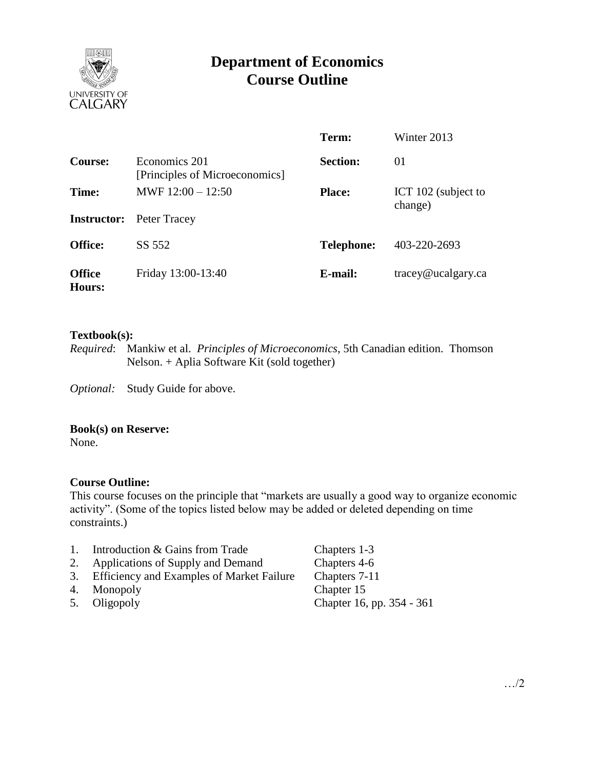# Department of Economics
# Course Outline

| | | | |
|---|---|---|---|
| | | **Term:** | Winter 2013 |
| **Course:** | Economics 201 [Principles of Microeconomics] | **Section:** | 01 |
| **Time:** | MWF 12:00 – 12:50 | **Place:** | ICT 102 (subject to change) |
| **Instructor:** | Peter Tracey | | |
| **Office:** | SS 552 | **Telephone:** | 403-220-2693 |
| **Office Hours:** | Friday 13:00-13:40 | **E-mail:** | tracey@ucalgary.ca |

**Textbook(s):**

*Required*: Mankiw et al. *Principles of Microeconomics*, 5th Canadian edition. Thomson Nelson. + Aplia Software Kit (sold together)

*Optional:* Study Guide for above.

**Book(s) on Reserve:**

None.

**Course Outline:**

This course focuses on the principle that "markets are usually a good way to organize economic activity". (Some of the topics listed below may be added or deleted depending on time constraints.)

| | | |
|---|---|---|
| 1. | Introduction & Gains from Trade | Chapters 1-3 |
| 2. | Applications of Supply and Demand | Chapters 4-6 |
| 3. | Efficiency and Examples of Market Failure | Chapters 7-11 |
| 4. | Monopoly | Chapter 15 |
| 5. | Oligopoly | Chapter 16, pp. 354 - 361 |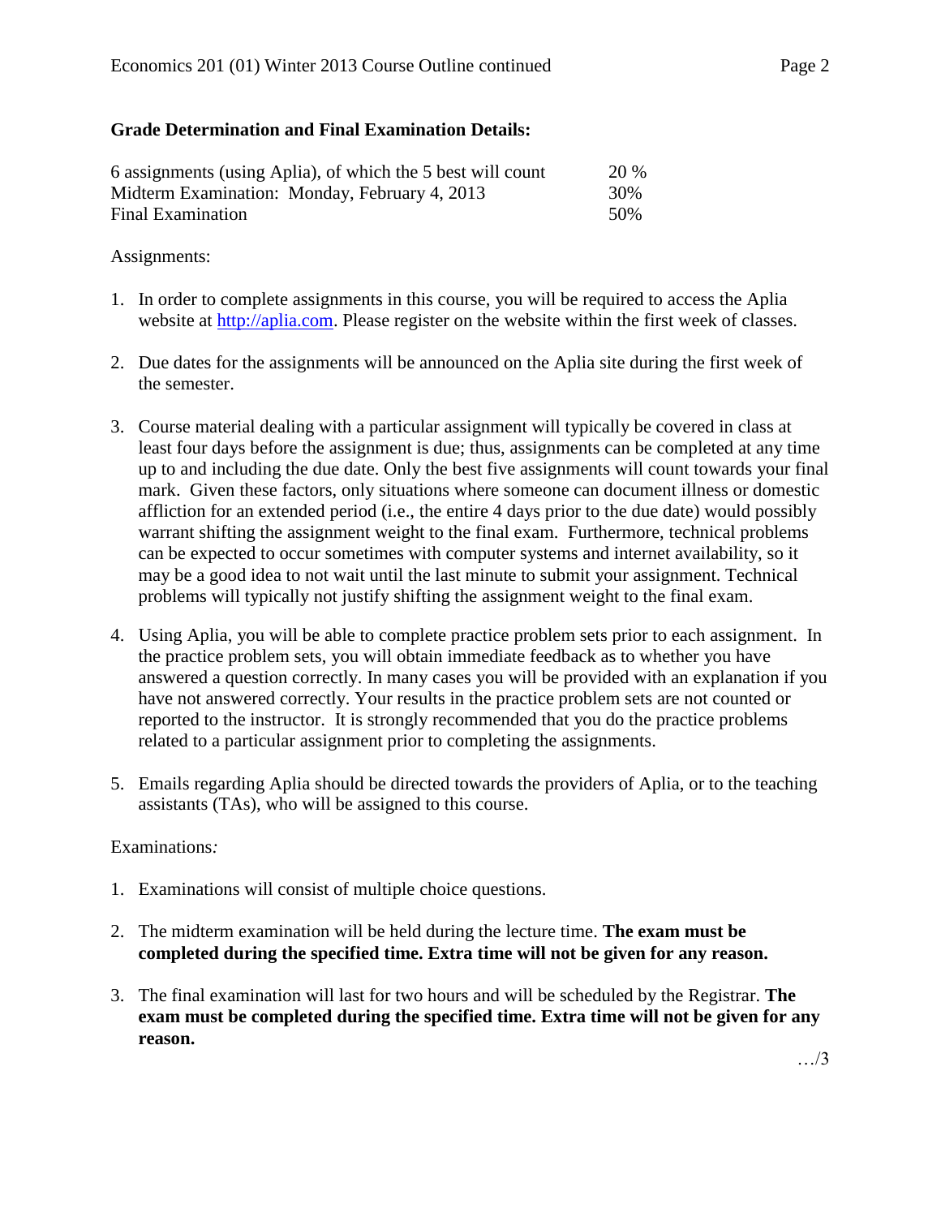**Grade Determination and Final Examination Details:**

| | |
|---|---|
| 6 assignments (using Aplia), of which the 5 best will count | 20 % |
| Midterm Examination: Monday, February 4, 2013 | 30% |
| Final Examination | 50% |

Assignments:

1. In order to complete assignments in this course, you will be required to access the Aplia website at http://aplia.com. Please register on the website within the first week of classes.

2. Due dates for the assignments will be announced on the Aplia site during the first week of the semester.

3. Course material dealing with a particular assignment will typically be covered in class at least four days before the assignment is due; thus, assignments can be completed at any time up to and including the due date. Only the best five assignments will count towards your final mark. Given these factors, only situations where someone can document illness or domestic affliction for an extended period (i.e., the entire 4 days prior to the due date) would possibly warrant shifting the assignment weight to the final exam. Furthermore, technical problems can be expected to occur sometimes with computer systems and internet availability, so it may be a good idea to not wait until the last minute to submit your assignment. Technical problems will typically not justify shifting the assignment weight to the final exam.

4. Using Aplia, you will be able to complete practice problem sets prior to each assignment. In the practice problem sets, you will obtain immediate feedback as to whether you have answered a question correctly. In many cases you will be provided with an explanation if you have not answered correctly. Your results in the practice problem sets are not counted or reported to the instructor. It is strongly recommended that you do the practice problems related to a particular assignment prior to completing the assignments.

5. Emails regarding Aplia should be directed towards the providers of Aplia, or to the teaching assistants (TAs), who will be assigned to this course.

Examinations*:*

1. Examinations will consist of multiple choice questions.

2. The midterm examination will be held during the lecture time. **The exam must be completed during the specified time. Extra time will not be given for any reason.**

3. The final examination will last for two hours and will be scheduled by the Registrar. **The exam must be completed during the specified time. Extra time will not be given for any reason.**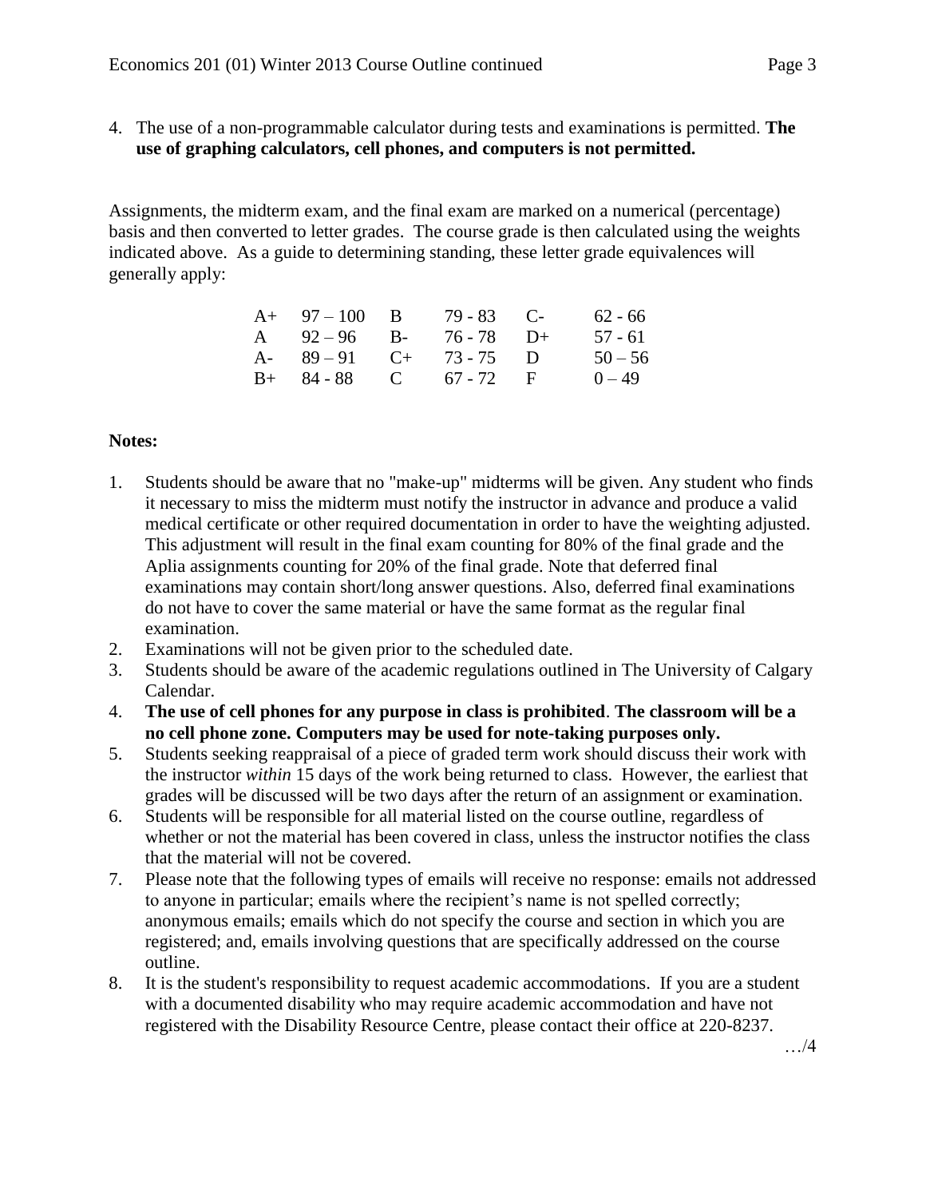4. The use of a non-programmable calculator during tests and examinations is permitted. **The use of graphing calculators, cell phones, and computers is not permitted.**

Assignments, the midterm exam, and the final exam are marked on a numerical (percentage) basis and then converted to letter grades. The course grade is then calculated using the weights indicated above. As a guide to determining standing, these letter grade equivalences will generally apply:

| | | | | | |
|---|---|---|---|---|---|
| A+ | 97 – 100 | B | 79 - 83 | C- | 62 - 66 |
| A | 92 – 96 | B- | 76 - 78 | D+ | 57 - 61 |
| A- | 89 – 91 | C+ | 73 - 75 | D | 50 – 56 |
| B+ | 84 - 88 | C | 67 - 72 | F | 0 – 49 |

**Notes:**

1. Students should be aware that no "make-up" midterms will be given. Any student who finds it necessary to miss the midterm must notify the instructor in advance and produce a valid medical certificate or other required documentation in order to have the weighting adjusted. This adjustment will result in the final exam counting for 80% of the final grade and the Aplia assignments counting for 20% of the final grade. Note that deferred final examinations may contain short/long answer questions. Also, deferred final examinations do not have to cover the same material or have the same format as the regular final examination.
2. Examinations will not be given prior to the scheduled date.
3. Students should be aware of the academic regulations outlined in The University of Calgary Calendar.
4. **The use of cell phones for any purpose in class is prohibited**. **The classroom will be a no cell phone zone. Computers may be used for note-taking purposes only.**
5. Students seeking reappraisal of a piece of graded term work should discuss their work with the instructor *within* 15 days of the work being returned to class. However, the earliest that grades will be discussed will be two days after the return of an assignment or examination.
6. Students will be responsible for all material listed on the course outline, regardless of whether or not the material has been covered in class, unless the instructor notifies the class that the material will not be covered.
7. Please note that the following types of emails will receive no response: emails not addressed to anyone in particular; emails where the recipient's name is not spelled correctly; anonymous emails; emails which do not specify the course and section in which you are registered; and, emails involving questions that are specifically addressed on the course outline.
8. It is the student's responsibility to request academic accommodations. If you are a student with a documented disability who may require academic accommodation and have not registered with the Disability Resource Centre, please contact their office at 220-8237.

…/4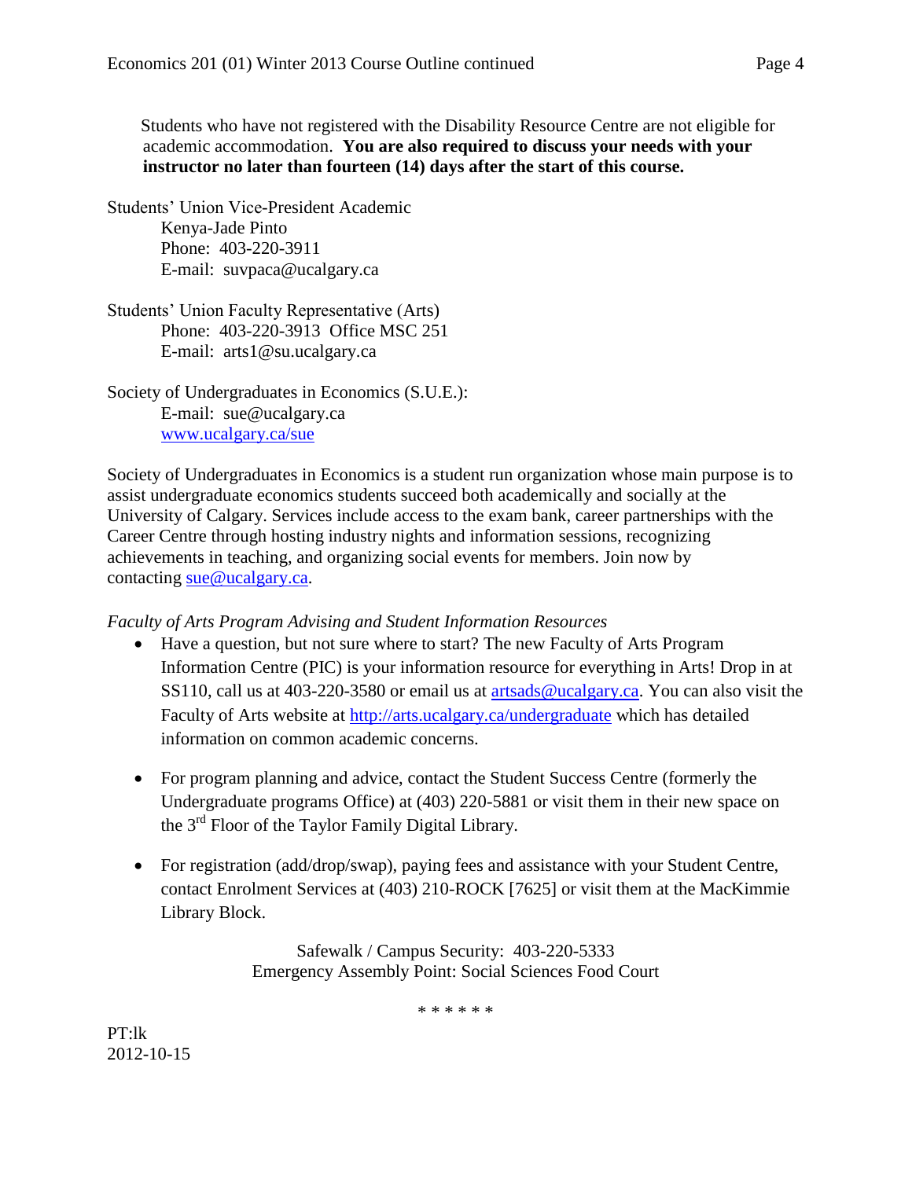Students who have not registered with the Disability Resource Centre are not eligible for academic accommodation. **You are also required to discuss your needs with your instructor no later than fourteen (14) days after the start of this course.**

Students' Union Vice-President Academic
Kenya-Jade Pinto
Phone: 403-220-3911
E-mail: suvpaca@ucalgary.ca

Students' Union Faculty Representative (Arts)
Phone: 403-220-3913 Office MSC 251
E-mail: arts1@su.ucalgary.ca

Society of Undergraduates in Economics (S.U.E.):
E-mail: sue@ucalgary.ca
www.ucalgary.ca/sue

Society of Undergraduates in Economics is a student run organization whose main purpose is to assist undergraduate economics students succeed both academically and socially at the University of Calgary. Services include access to the exam bank, career partnerships with the Career Centre through hosting industry nights and information sessions, recognizing achievements in teaching, and organizing social events for members. Join now by contacting sue@ucalgary.ca.

*Faculty of Arts Program Advising and Student Information Resources*

- Have a question, but not sure where to start? The new Faculty of Arts Program Information Centre (PIC) is your information resource for everything in Arts! Drop in at SS110, call us at 403-220-3580 or email us at artsads@ucalgary.ca. You can also visit the Faculty of Arts website at http://arts.ucalgary.ca/undergraduate which has detailed information on common academic concerns.
- For program planning and advice, contact the Student Success Centre (formerly the Undergraduate programs Office) at (403) 220-5881 or visit them in their new space on the 3rd Floor of the Taylor Family Digital Library.
- For registration (add/drop/swap), paying fees and assistance with your Student Centre, contact Enrolment Services at (403) 210-ROCK [7625] or visit them at the MacKimmie Library Block.

Safewalk / Campus Security: 403-220-5333
Emergency Assembly Point: Social Sciences Food Court

\* \* \* \* \* \*

PT:lk
2012-10-15